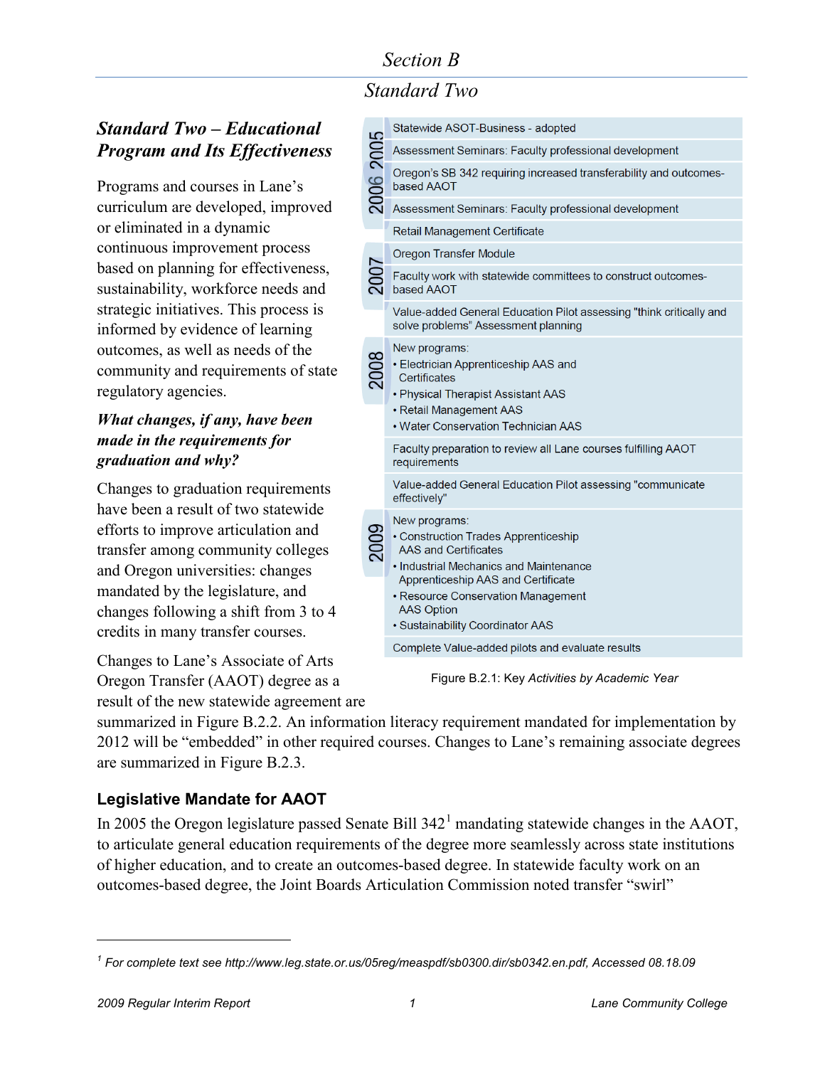# Section B
## Standard Two

### *Standard Two – Educational Program and Its Effectiveness*

Programs and courses in Lane's curriculum are developed, improved or eliminated in a dynamic continuous improvement process based on planning for effectiveness, sustainability, workforce needs and strategic initiatives. This process is informed by evidence of learning outcomes, as well as needs of the community and requirements of state regulatory agencies.

#### *What changes, if any, have been made in the requirements for graduation and why?*

Changes to graduation requirements have been a result of two statewide efforts to improve articulation and transfer among community colleges and Oregon universities: changes mandated by the legislature, and changes following a shift from 3 to 4 credits in many transfer courses.

| Year | Activity |
| --- | --- |
| 2005 | Statewide ASOT-Business - adopted |
| | Assessment Seminars: Faculty professional development |
| 2006 | Oregon's SB 342 requiring increased transferability and outcomes-based AAOT |
| | Assessment Seminars: Faculty professional development |
| | Retail Management Certificate |
| 2007 | Oregon Transfer Module |
| | Faculty work with statewide committees to construct outcomes-based AAOT |
| | Value-added General Education Pilot assessing "think critically and solve problems" Assessment planning |
| 2008 | New programs:<br>• Electrician Apprenticeship AAS and Certificates<br>• Physical Therapist Assistant AAS<br>• Retail Management AAS<br>• Water Conservation Technician AAS |
| | Faculty preparation to review all Lane courses fulfilling AAOT requirements |
| | Value-added General Education Pilot assessing "communicate effectively" |
| 2009 | New programs:<br>• Construction Trades Apprenticeship AAS and Certificates<br>• Industrial Mechanics and Maintenance Apprenticeship AAS and Certificate<br>• Resource Conservation Management AAS Option<br>• Sustainability Coordinator AAS |
| | Complete Value-added pilots and evaluate results |

Figure B.2.1: Key *Activities by Academic Year*

Changes to Lane's Associate of Arts Oregon Transfer (AAOT) degree as a result of the new statewide agreement are summarized in Figure B.2.2. An information literacy requirement mandated for implementation by 2012 will be "embedded" in other required courses. Changes to Lane's remaining associate degrees are summarized in Figure B.2.3.

### Legislative Mandate for AAOT

In 2005 the Oregon legislature passed Senate Bill 342[1] mandating statewide changes in the AAOT, to articulate general education requirements of the degree more seamlessly across state institutions of higher education, and to create an outcomes-based degree. In statewide faculty work on an outcomes-based degree, the Joint Boards Articulation Commission noted transfer "swirl"

[1] *For complete text see http://www.leg.state.or.us/05reg/measpdf/sb0300.dir/sb0342.en.pdf, Accessed 08.18.09*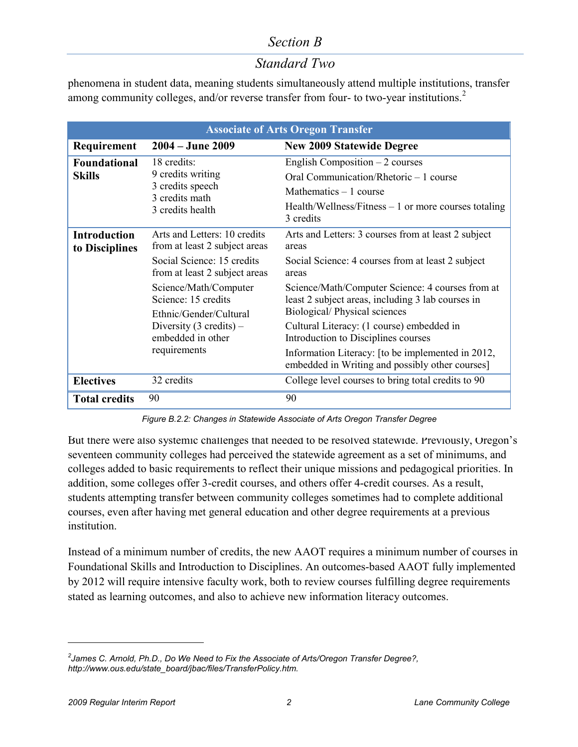phenomena in student data, meaning students simultaneously attend multiple institutions, transfer among community colleges, and/or reverse transfer from four- to two-year institutions.[2]

| Associate of Arts Oregon Transfer | | |
|---|---|---|
| **Requirement** | **2004 – June 2009** | **New 2009 Statewide Degree** |
| **Foundational Skills** | 18 credits:<br>9 credits writing<br>3 credits speech<br>3 credits math<br>3 credits health | English Composition – 2 courses<br>Oral Communication/Rhetoric – 1 course<br>Mathematics – 1 course<br>Health/Wellness/Fitness – 1 or more courses totaling 3 credits |
| **Introduction to Disciplines** | Arts and Letters: 10 credits from at least 2 subject areas<br>Social Science: 15 credits from at least 2 subject areas<br>Science/Math/Computer Science: 15 credits<br>Ethnic/Gender/Cultural Diversity (3 credits) – embedded in other requirements | Arts and Letters: 3 courses from at least 2 subject areas<br>Social Science: 4 courses from at least 2 subject areas<br>Science/Math/Computer Science: 4 courses from at least 2 subject areas, including 3 lab courses in Biological/ Physical sciences<br>Cultural Literacy: (1 course) embedded in Introduction to Disciplines courses<br>Information Literacy: [to be implemented in 2012, embedded in Writing and possibly other courses] |
| **Electives** | 32 credits | College level courses to bring total credits to 90 |
| **Total credits** | 90 | 90 |

*Figure B.2.2: Changes in Statewide Associate of Arts Oregon Transfer Degree*

But there were also systemic challenges that needed to be resolved statewide. Previously, Oregon's seventeen community colleges had perceived the statewide agreement as a set of minimums, and colleges added to basic requirements to reflect their unique missions and pedagogical priorities. In addition, some colleges offer 3-credit courses, and others offer 4-credit courses. As a result, students attempting transfer between community colleges sometimes had to complete additional courses, even after having met general education and other degree requirements at a previous institution.

Instead of a minimum number of credits, the new AAOT requires a minimum number of courses in Foundational Skills and Introduction to Disciplines. An outcomes-based AAOT fully implemented by 2012 will require intensive faculty work, both to review courses fulfilling degree requirements stated as learning outcomes, and also to achieve new information literacy outcomes.

---

[2] *James C. Arnold, Ph.D., Do We Need to Fix the Associate of Arts/Oregon Transfer Degree?, http://www.ous.edu/state_board/jbac/files/TransferPolicy.htm.*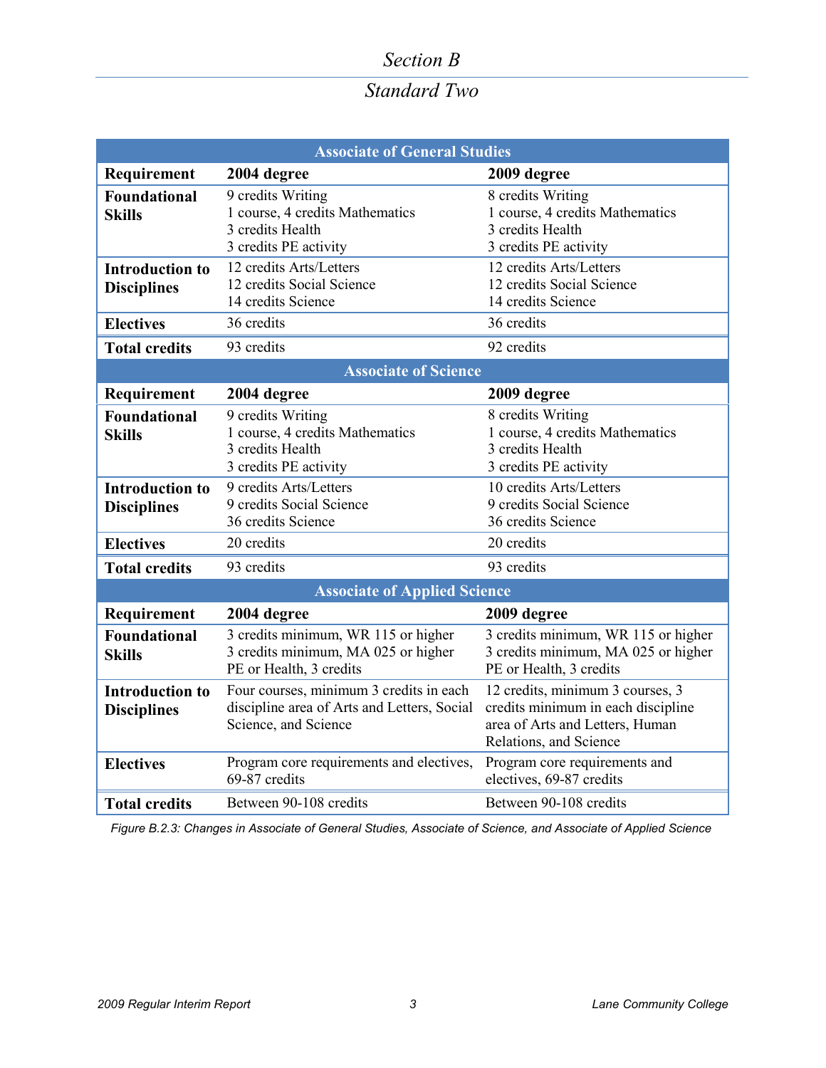## Section B

## Standard Two

| Associate of General Studies | | |
|---|---|---|
| **Requirement** | **2004 degree** | **2009 degree** |
| **Foundational Skills** | 9 credits Writing<br>1 course, 4 credits Mathematics<br>3 credits Health<br>3 credits PE activity | 8 credits Writing<br>1 course, 4 credits Mathematics<br>3 credits Health<br>3 credits PE activity |
| **Introduction to Disciplines** | 12 credits Arts/Letters<br>12 credits Social Science<br>14 credits Science | 12 credits Arts/Letters<br>12 credits Social Science<br>14 credits Science |
| **Electives** | 36 credits | 36 credits |
| **Total credits** | 93 credits | 92 credits |
| **Associate of Science** | | |
| **Requirement** | **2004 degree** | **2009 degree** |
| **Foundational Skills** | 9 credits Writing<br>1 course, 4 credits Mathematics<br>3 credits Health<br>3 credits PE activity | 8 credits Writing<br>1 course, 4 credits Mathematics<br>3 credits Health<br>3 credits PE activity |
| **Introduction to Disciplines** | 9 credits Arts/Letters<br>9 credits Social Science<br>36 credits Science | 10 credits Arts/Letters<br>9 credits Social Science<br>36 credits Science |
| **Electives** | 20 credits | 20 credits |
| **Total credits** | 93 credits | 93 credits |
| **Associate of Applied Science** | | |
| **Requirement** | **2004 degree** | **2009 degree** |
| **Foundational Skills** | 3 credits minimum, WR 115 or higher<br>3 credits minimum, MA 025 or higher<br>PE or Health, 3 credits | 3 credits minimum, WR 115 or higher<br>3 credits minimum, MA 025 or higher<br>PE or Health, 3 credits |
| **Introduction to Disciplines** | Four courses, minimum 3 credits in each discipline area of Arts and Letters, Social Science, and Science | 12 credits, minimum 3 courses, 3 credits minimum in each discipline area of Arts and Letters, Human Relations, and Science |
| **Electives** | Program core requirements and electives, 69-87 credits | Program core requirements and electives, 69-87 credits |
| **Total credits** | Between 90-108 credits | Between 90-108 credits |

*Figure B.2.3: Changes in Associate of General Studies, Associate of Science, and Associate of Applied Science*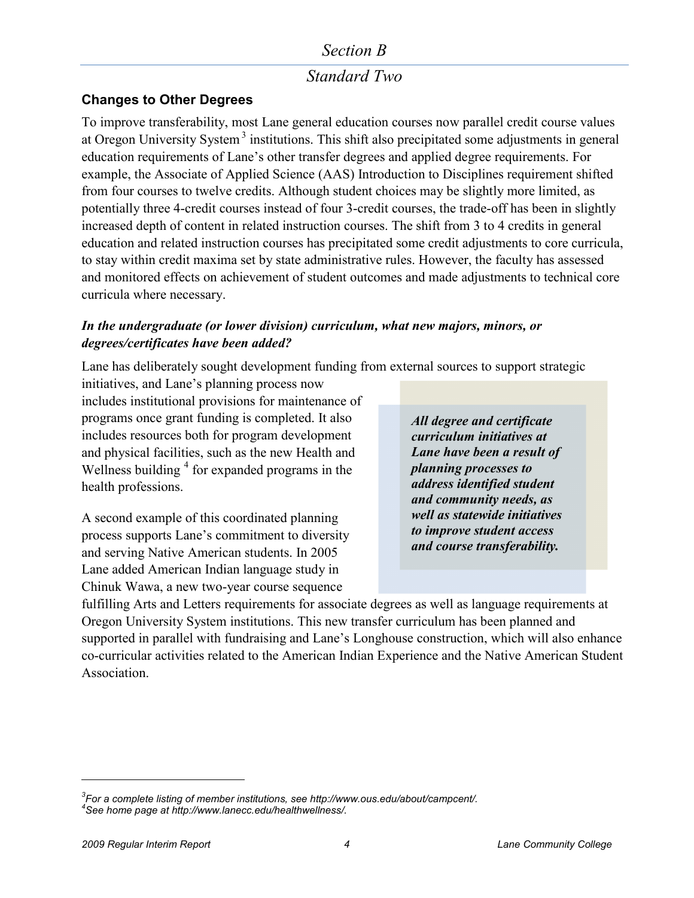## Changes to Other Degrees

To improve transferability, most Lane general education courses now parallel credit course values at Oregon University System[3] institutions. This shift also precipitated some adjustments in general education requirements of Lane's other transfer degrees and applied degree requirements. For example, the Associate of Applied Science (AAS) Introduction to Disciplines requirement shifted from four courses to twelve credits. Although student choices may be slightly more limited, as potentially three 4-credit courses instead of four 3-credit courses, the trade-off has been in slightly increased depth of content in related instruction courses. The shift from 3 to 4 credits in general education and related instruction courses has precipitated some credit adjustments to core curricula, to stay within credit maxima set by state administrative rules. However, the faculty has assessed and monitored effects on achievement of student outcomes and made adjustments to technical core curricula where necessary.

### *In the undergraduate (or lower division) curriculum, what new majors, minors, or degrees/certificates have been added?*

Lane has deliberately sought development funding from external sources to support strategic initiatives, and Lane's planning process now includes institutional provisions for maintenance of programs once grant funding is completed. It also includes resources both for program development and physical facilities, such as the new Health and Wellness building[4] for expanded programs in the health professions.

> ***All degree and certificate curriculum initiatives at Lane have been a result of planning processes to address identified student and community needs, as well as statewide initiatives to improve student access and course transferability.***

A second example of this coordinated planning process supports Lane's commitment to diversity and serving Native American students. In 2005 Lane added American Indian language study in Chinuk Wawa, a new two-year course sequence fulfilling Arts and Letters requirements for associate degrees as well as language requirements at Oregon University System institutions. This new transfer curriculum has been planned and supported in parallel with fundraising and Lane's Longhouse construction, which will also enhance co-curricular activities related to the American Indian Experience and the Native American Student Association.

---

[3] *For a complete listing of member institutions, see http://www.ous.edu/about/campcent/.*
[4] *See home page at http://www.lanecc.edu/healthwellness/.*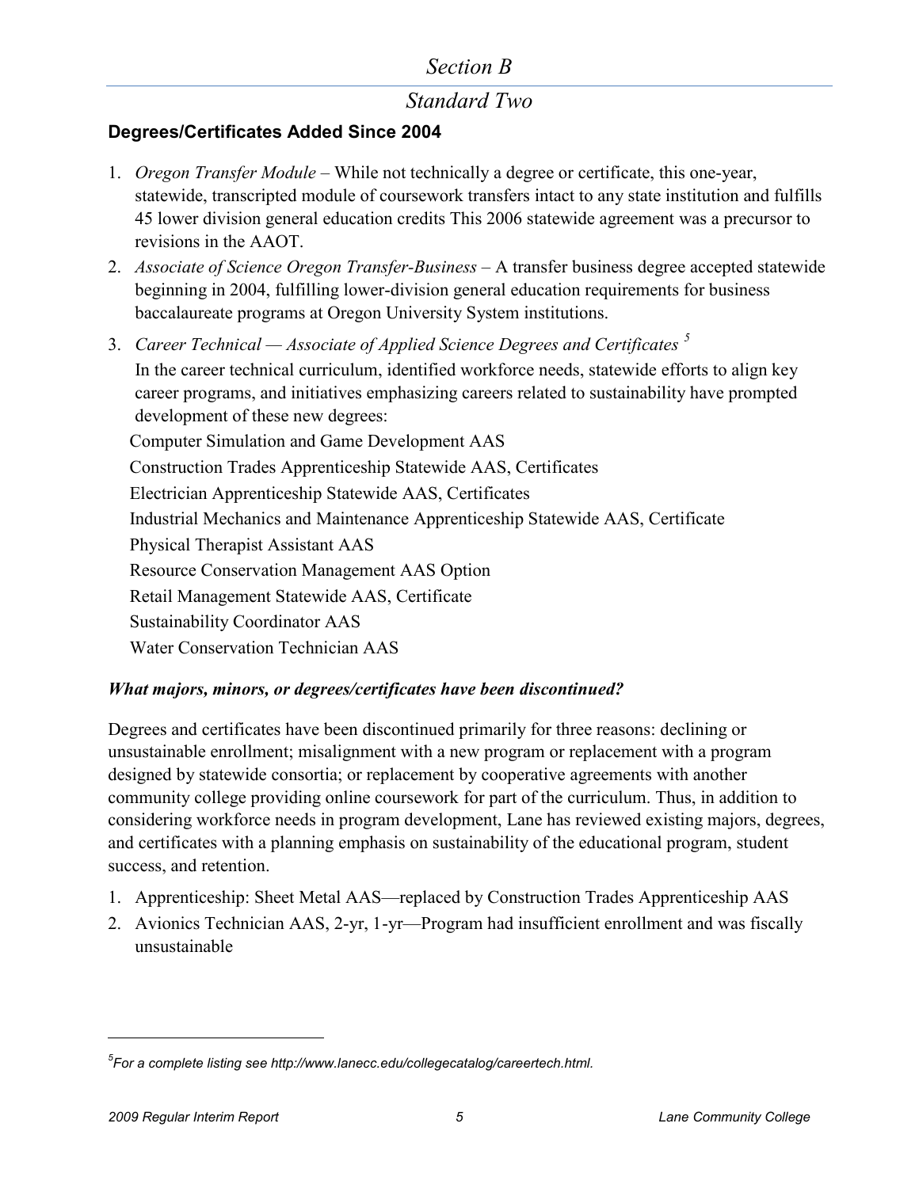## Section B

## Standard Two

### Degrees/Certificates Added Since 2004

1. *Oregon Transfer Module* – While not technically a degree or certificate, this one-year, statewide, transcripted module of coursework transfers intact to any state institution and fulfills 45 lower division general education credits This 2006 statewide agreement was a precursor to revisions in the AAOT.
2. *Associate of Science Oregon Transfer-Business* – A transfer business degree accepted statewide beginning in 2004, fulfilling lower-division general education requirements for business baccalaureate programs at Oregon University System institutions.
3. *Career Technical — Associate of Applied Science Degrees and Certificates* [5]

   In the career technical curriculum, identified workforce needs, statewide efforts to align key career programs, and initiatives emphasizing careers related to sustainability have prompted development of these new degrees:

   Computer Simulation and Game Development AAS
   Construction Trades Apprenticeship Statewide AAS, Certificates
   Electrician Apprenticeship Statewide AAS, Certificates
   Industrial Mechanics and Maintenance Apprenticeship Statewide AAS, Certificate
   Physical Therapist Assistant AAS
   Resource Conservation Management AAS Option
   Retail Management Statewide AAS, Certificate
   Sustainability Coordinator AAS
   Water Conservation Technician AAS

***What majors, minors, or degrees/certificates have been discontinued?***

Degrees and certificates have been discontinued primarily for three reasons: declining or unsustainable enrollment; misalignment with a new program or replacement with a program designed by statewide consortia; or replacement by cooperative agreements with another community college providing online coursework for part of the curriculum. Thus, in addition to considering workforce needs in program development, Lane has reviewed existing majors, degrees, and certificates with a planning emphasis on sustainability of the educational program, student success, and retention.

1. Apprenticeship: Sheet Metal AAS—replaced by Construction Trades Apprenticeship AAS
2. Avionics Technician AAS, 2-yr, 1-yr—Program had insufficient enrollment and was fiscally unsustainable

---

[5] *For a complete listing see http://www.lanecc.edu/collegecatalog/careertech.html.*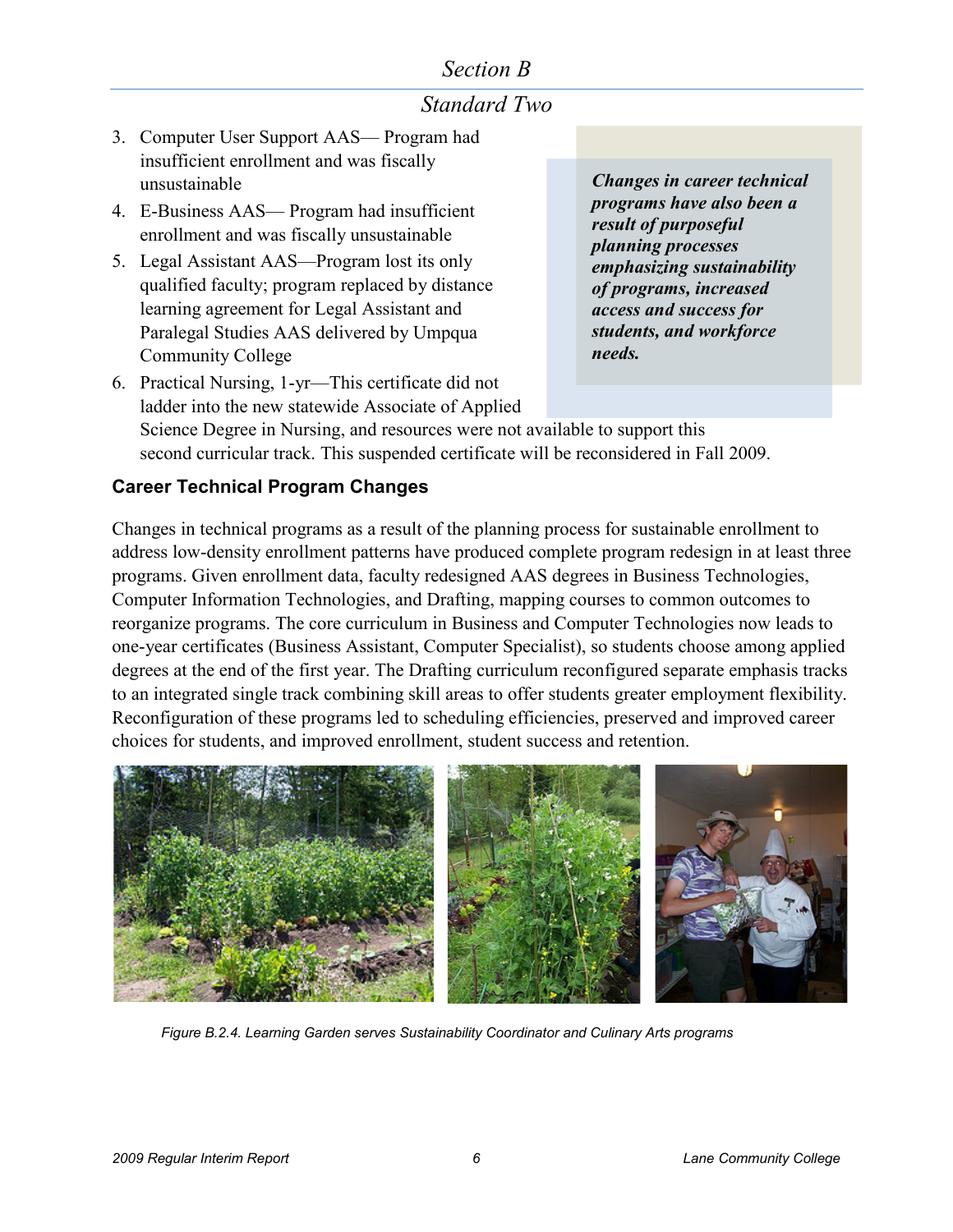3. Computer User Support AAS— Program had insufficient enrollment and was fiscally unsustainable
4. E-Business AAS— Program had insufficient enrollment and was fiscally unsustainable
5. Legal Assistant AAS—Program lost its only qualified faculty; program replaced by distance learning agreement for Legal Assistant and Paralegal Studies AAS delivered by Umpqua Community College
6. Practical Nursing, 1-yr—This certificate did not ladder into the new statewide Associate of Applied Science Degree in Nursing, and resources were not available to support this second curricular track. This suspended certificate will be reconsidered in Fall 2009.

***Changes in career technical programs have also been a result of purposeful planning processes emphasizing sustainability of programs, increased access and success for students, and workforce needs.***

### Career Technical Program Changes

Changes in technical programs as a result of the planning process for sustainable enrollment to address low-density enrollment patterns have produced complete program redesign in at least three programs. Given enrollment data, faculty redesigned AAS degrees in Business Technologies, Computer Information Technologies, and Drafting, mapping courses to common outcomes to reorganize programs. The core curriculum in Business and Computer Technologies now leads to one-year certificates (Business Assistant, Computer Specialist), so students choose among applied degrees at the end of the first year. The Drafting curriculum reconfigured separate emphasis tracks to an integrated single track combining skill areas to offer students greater employment flexibility. Reconfiguration of these programs led to scheduling efficiencies, preserved and improved career choices for students, and improved enrollment, student success and retention.

*Figure B.2.4. Learning Garden serves Sustainability Coordinator and Culinary Arts programs*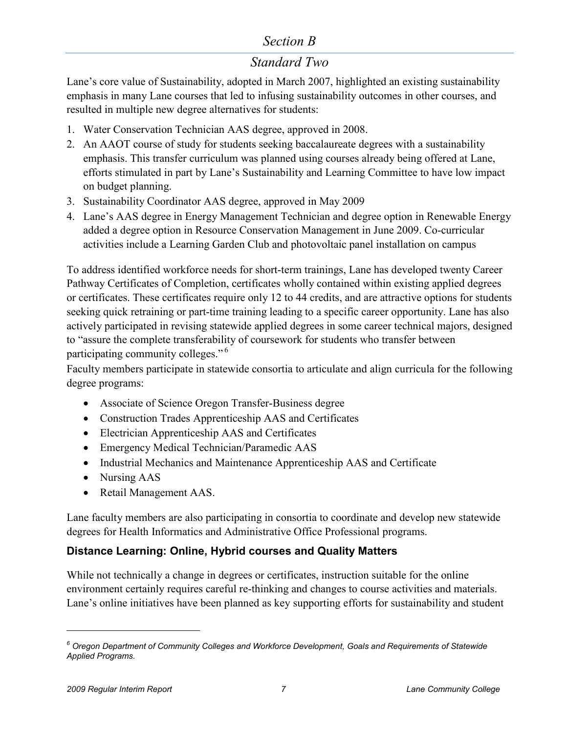## *Section B*

## *Standard Two*

Lane's core value of Sustainability, adopted in March 2007, highlighted an existing sustainability emphasis in many Lane courses that led to infusing sustainability outcomes in other courses, and resulted in multiple new degree alternatives for students:

1. Water Conservation Technician AAS degree, approved in 2008.
2. An AAOT course of study for students seeking baccalaureate degrees with a sustainability emphasis. This transfer curriculum was planned using courses already being offered at Lane, efforts stimulated in part by Lane's Sustainability and Learning Committee to have low impact on budget planning.
3. Sustainability Coordinator AAS degree, approved in May 2009
4. Lane's AAS degree in Energy Management Technician and degree option in Renewable Energy added a degree option in Resource Conservation Management in June 2009. Co-curricular activities include a Learning Garden Club and photovoltaic panel installation on campus

To address identified workforce needs for short-term trainings, Lane has developed twenty Career Pathway Certificates of Completion, certificates wholly contained within existing applied degrees or certificates. These certificates require only 12 to 44 credits, and are attractive options for students seeking quick retraining or part-time training leading to a specific career opportunity. Lane has also actively participated in revising statewide applied degrees in some career technical majors, designed to "assure the complete transferability of coursework for students who transfer between participating community colleges."[6]

Faculty members participate in statewide consortia to articulate and align curricula for the following degree programs:

- Associate of Science Oregon Transfer-Business degree
- Construction Trades Apprenticeship AAS and Certificates
- Electrician Apprenticeship AAS and Certificates
- Emergency Medical Technician/Paramedic AAS
- Industrial Mechanics and Maintenance Apprenticeship AAS and Certificate
- Nursing AAS
- Retail Management AAS.

Lane faculty members are also participating in consortia to coordinate and develop new statewide degrees for Health Informatics and Administrative Office Professional programs.

### Distance Learning: Online, Hybrid courses and Quality Matters

While not technically a change in degrees or certificates, instruction suitable for the online environment certainly requires careful re-thinking and changes to course activities and materials. Lane's online initiatives have been planned as key supporting efforts for sustainability and student

---

[6] *Oregon Department of Community Colleges and Workforce Development, Goals and Requirements of Statewide Applied Programs.*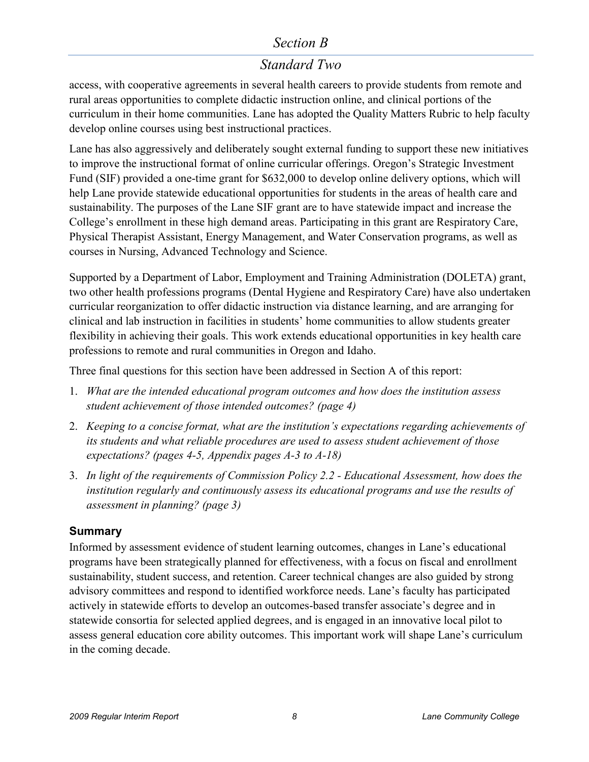access, with cooperative agreements in several health careers to provide students from remote and rural areas opportunities to complete didactic instruction online, and clinical portions of the curriculum in their home communities. Lane has adopted the Quality Matters Rubric to help faculty develop online courses using best instructional practices.

Lane has also aggressively and deliberately sought external funding to support these new initiatives to improve the instructional format of online curricular offerings. Oregon's Strategic Investment Fund (SIF) provided a one-time grant for $632,000 to develop online delivery options, which will help Lane provide statewide educational opportunities for students in the areas of health care and sustainability. The purposes of the Lane SIF grant are to have statewide impact and increase the College's enrollment in these high demand areas. Participating in this grant are Respiratory Care, Physical Therapist Assistant, Energy Management, and Water Conservation programs, as well as courses in Nursing, Advanced Technology and Science.

Supported by a Department of Labor, Employment and Training Administration (DOLETA) grant, two other health professions programs (Dental Hygiene and Respiratory Care) have also undertaken curricular reorganization to offer didactic instruction via distance learning, and are arranging for clinical and lab instruction in facilities in students' home communities to allow students greater flexibility in achieving their goals. This work extends educational opportunities in key health care professions to remote and rural communities in Oregon and Idaho.

Three final questions for this section have been addressed in Section A of this report:

1. *What are the intended educational program outcomes and how does the institution assess student achievement of those intended outcomes? (page 4)*
2. *Keeping to a concise format, what are the institution's expectations regarding achievements of its students and what reliable procedures are used to assess student achievement of those expectations? (pages 4-5, Appendix pages A-3 to A-18)*
3. *In light of the requirements of Commission Policy 2.2 - Educational Assessment, how does the institution regularly and continuously assess its educational programs and use the results of assessment in planning? (page 3)*

## Summary

Informed by assessment evidence of student learning outcomes, changes in Lane's educational programs have been strategically planned for effectiveness, with a focus on fiscal and enrollment sustainability, student success, and retention. Career technical changes are also guided by strong advisory committees and respond to identified workforce needs. Lane's faculty has participated actively in statewide efforts to develop an outcomes-based transfer associate's degree and in statewide consortia for selected applied degrees, and is engaged in an innovative local pilot to assess general education core ability outcomes. This important work will shape Lane's curriculum in the coming decade.